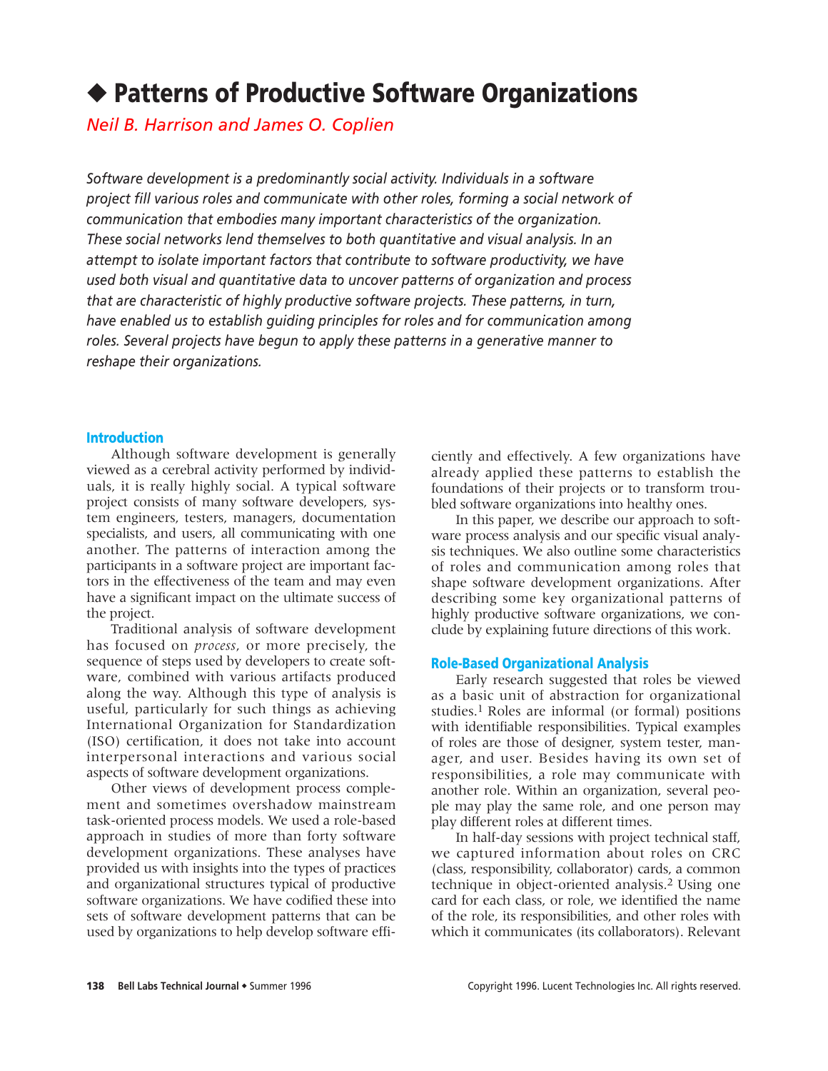# ◆ Patterns of Productive Software Organizations

*Neil B. Harrison and James O. Coplien*

*Software development is a predominantly social activity. Individuals in a software project fill various roles and communicate with other roles, forming a social network of communication that embodies many important characteristics of the organization. These social networks lend themselves to both quantitative and visual analysis. In an attempt to isolate important factors that contribute to software productivity, we have used both visual and quantitative data to uncover patterns of organization and process that are characteristic of highly productive software projects. These patterns, in turn, have enabled us to establish guiding principles for roles and for communication among roles. Several projects have begun to apply these patterns in a generative manner to reshape their organizations.*

## Introduction

Although software development is generally viewed as a cerebral activity performed by individuals, it is really highly social. A typical software project consists of many software developers, system engineers, testers, managers, documentation specialists, and users, all communicating with one another. The patterns of interaction among the participants in a software project are important factors in the effectiveness of the team and may even have a significant impact on the ultimate success of the project.

Traditional analysis of software development has focused on *process*, or more precisely, the sequence of steps used by developers to create software, combined with various artifacts produced along the way. Although this type of analysis is useful, particularly for such things as achieving International Organization for Standardization (ISO) certification, it does not take into account interpersonal interactions and various social aspects of software development organizations.

Other views of development process complement and sometimes overshadow mainstream task-oriented process models. We used a role-based approach in studies of more than forty software development organizations. These analyses have provided us with insights into the types of practices and organizational structures typical of productive software organizations. We have codified these into sets of software development patterns that can be used by organizations to help develop software efficiently and effectively. A few organizations have already applied these patterns to establish the foundations of their projects or to transform troubled software organizations into healthy ones.

In this paper, we describe our approach to software process analysis and our specific visual analysis techniques. We also outline some characteristics of roles and communication among roles that shape software development organizations. After describing some key organizational patterns of highly productive software organizations, we conclude by explaining future directions of this work.

## Role-Based Organizational Analysis

Early research suggested that roles be viewed as a basic unit of abstraction for organizational studies.[1] Roles are informal (or formal) positions with identifiable responsibilities. Typical examples of roles are those of designer, system tester, manager, and user. Besides having its own set of responsibilities, a role may communicate with another role. Within an organization, several people may play the same role, and one person may play different roles at different times.

In half-day sessions with project technical staff, we captured information about roles on CRC (class, responsibility, collaborator) cards, a common technique in object-oriented analysis.[2] Using one card for each class, or role, we identified the name of the role, its responsibilities, and other roles with which it communicates (its collaborators). Relevant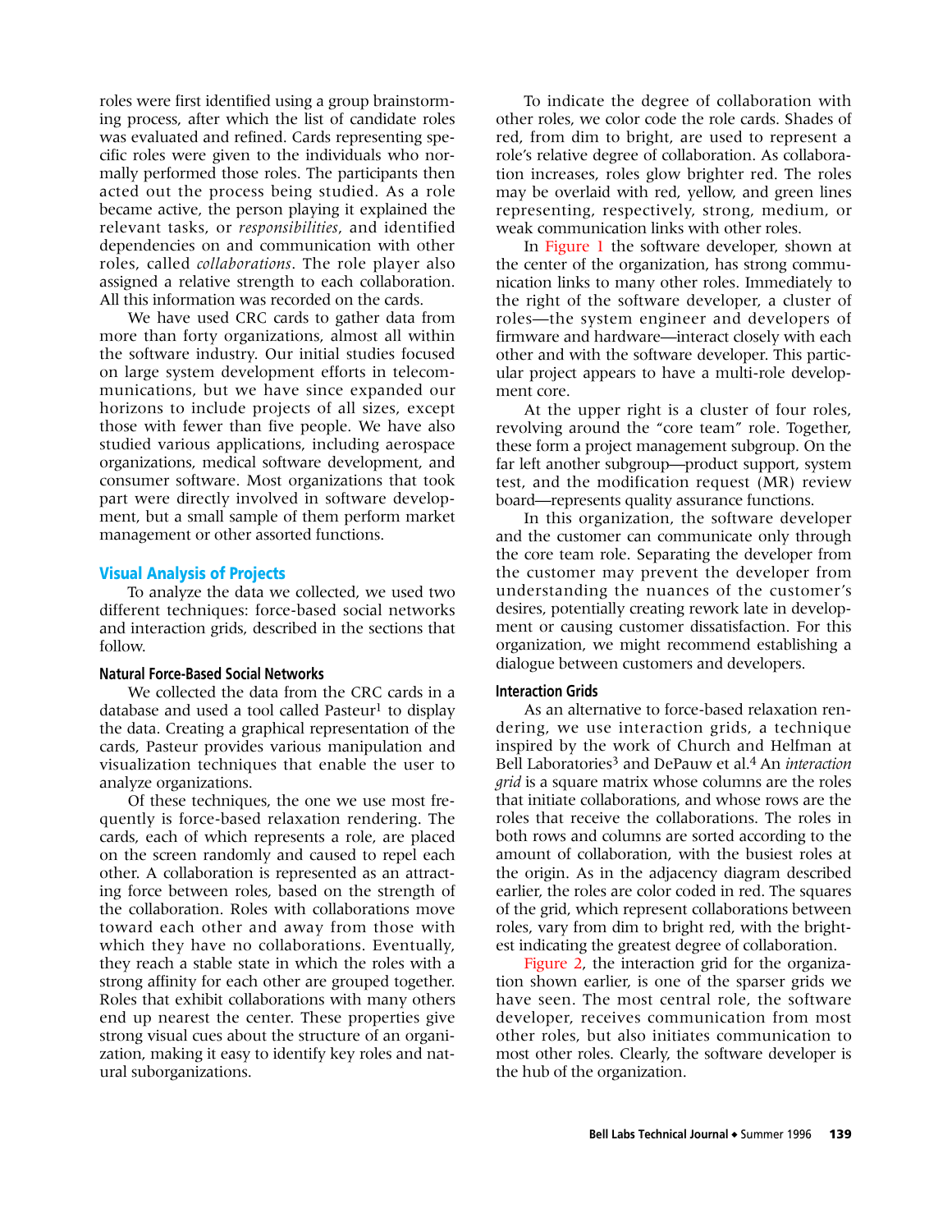roles were first identified using a group brainstorming process, after which the list of candidate roles was evaluated and refined. Cards representing specific roles were given to the individuals who normally performed those roles. The participants then acted out the process being studied. As a role became active, the person playing it explained the relevant tasks, or *responsibilities*, and identified dependencies on and communication with other roles, called *collaborations*. The role player also assigned a relative strength to each collaboration. All this information was recorded on the cards.

We have used CRC cards to gather data from more than forty organizations, almost all within the software industry. Our initial studies focused on large system development efforts in telecommunications, but we have since expanded our horizons to include projects of all sizes, except those with fewer than five people. We have also studied various applications, including aerospace organizations, medical software development, and consumer software. Most organizations that took part were directly involved in software development, but a small sample of them perform market management or other assorted functions.

## Visual Analysis of Projects

To analyze the data we collected, we used two different techniques: force-based social networks and interaction grids, described in the sections that follow.

### Natural Force-Based Social Networks

We collected the data from the CRC cards in a database and used a tool called Pasteur[1] to display the data. Creating a graphical representation of the cards, Pasteur provides various manipulation and visualization techniques that enable the user to analyze organizations.

Of these techniques, the one we use most frequently is force-based relaxation rendering. The cards, each of which represents a role, are placed on the screen randomly and caused to repel each other. A collaboration is represented as an attracting force between roles, based on the strength of the collaboration. Roles with collaborations move toward each other and away from those with which they have no collaborations. Eventually, they reach a stable state in which the roles with a strong affinity for each other are grouped together. Roles that exhibit collaborations with many others end up nearest the center. These properties give strong visual cues about the structure of an organization, making it easy to identify key roles and natural suborganizations.

To indicate the degree of collaboration with other roles, we color code the role cards. Shades of red, from dim to bright, are used to represent a role's relative degree of collaboration. As collaboration increases, roles glow brighter red. The roles may be overlaid with red, yellow, and green lines representing, respectively, strong, medium, or weak communication links with other roles.

In Figure 1 the software developer, shown at the center of the organization, has strong communication links to many other roles. Immediately to the right of the software developer, a cluster of roles—the system engineer and developers of firmware and hardware—interact closely with each other and with the software developer. This particular project appears to have a multi-role development core.

At the upper right is a cluster of four roles, revolving around the "core team" role. Together, these form a project management subgroup. On the far left another subgroup—product support, system test, and the modification request (MR) review board—represents quality assurance functions.

In this organization, the software developer and the customer can communicate only through the core team role. Separating the developer from the customer may prevent the developer from understanding the nuances of the customer's desires, potentially creating rework late in development or causing customer dissatisfaction. For this organization, we might recommend establishing a dialogue between customers and developers.

### Interaction Grids

As an alternative to force-based relaxation rendering, we use interaction grids, a technique inspired by the work of Church and Helfman at Bell Laboratories[3] and DePauw et al.[4] An *interaction grid* is a square matrix whose columns are the roles that initiate collaborations, and whose rows are the roles that receive the collaborations. The roles in both rows and columns are sorted according to the amount of collaboration, with the busiest roles at the origin. As in the adjacency diagram described earlier, the roles are color coded in red. The squares of the grid, which represent collaborations between roles, vary from dim to bright red, with the brightest indicating the greatest degree of collaboration.

Figure 2, the interaction grid for the organization shown earlier, is one of the sparser grids we have seen. The most central role, the software developer, receives communication from most other roles, but also initiates communication to most other roles. Clearly, the software developer is the hub of the organization.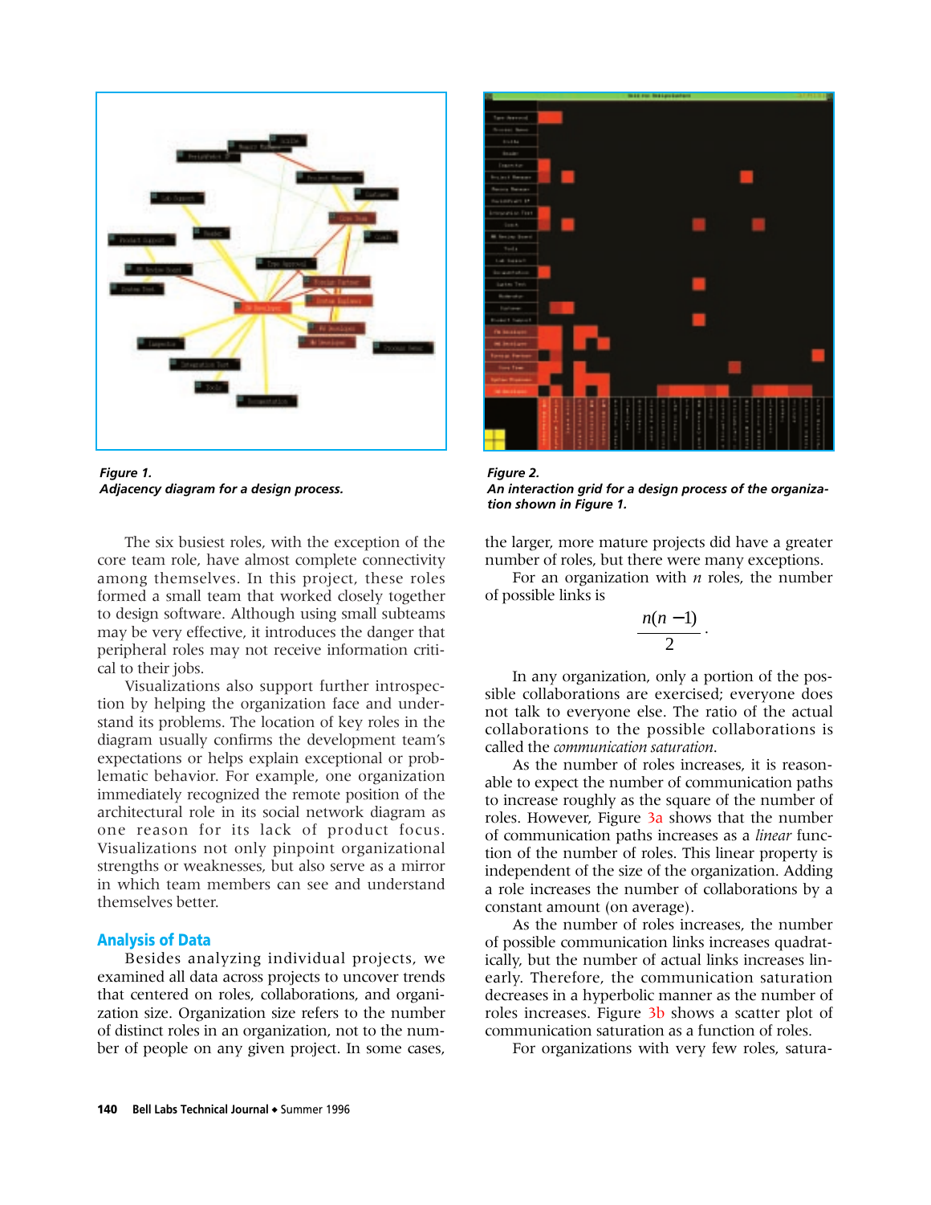*Figure 1.*
***Adjacency diagram for a design process.***

*Figure 2.*
***An interaction grid for a design process of the organization shown in Figure 1.***

The six busiest roles, with the exception of the core team role, have almost complete connectivity among themselves. In this project, these roles formed a small team that worked closely together to design software. Although using small subteams may be very effective, it introduces the danger that peripheral roles may not receive information critical to their jobs.

Visualizations also support further introspection by helping the organization face and understand its problems. The location of key roles in the diagram usually confirms the development team's expectations or helps explain exceptional or problematic behavior. For example, one organization immediately recognized the remote position of the architectural role in its social network diagram as one reason for its lack of product focus. Visualizations not only pinpoint organizational strengths or weaknesses, but also serve as a mirror in which team members can see and understand themselves better.

## Analysis of Data

Besides analyzing individual projects, we examined all data across projects to uncover trends that centered on roles, collaborations, and organization size. Organization size refers to the number of distinct roles in an organization, not to the number of people on any given project. In some cases, the larger, more mature projects did have a greater number of roles, but there were many exceptions.

For an organization with $n$ roles, the number of possible links is

$$\frac{n(n-1)}{2}.$$

In any organization, only a portion of the possible collaborations are exercised; everyone does not talk to everyone else. The ratio of the actual collaborations to the possible collaborations is called the *communication saturation*.

As the number of roles increases, it is reasonable to expect the number of communication paths to increase roughly as the square of the number of roles. However, Figure 3a shows that the number of communication paths increases as a *linear* function of the number of roles. This linear property is independent of the size of the organization. Adding a role increases the number of collaborations by a constant amount (on average).

As the number of roles increases, the number of possible communication links increases quadratically, but the number of actual links increases linearly. Therefore, the communication saturation decreases in a hyperbolic manner as the number of roles increases. Figure 3b shows a scatter plot of communication saturation as a function of roles.

For organizations with very few roles, satura-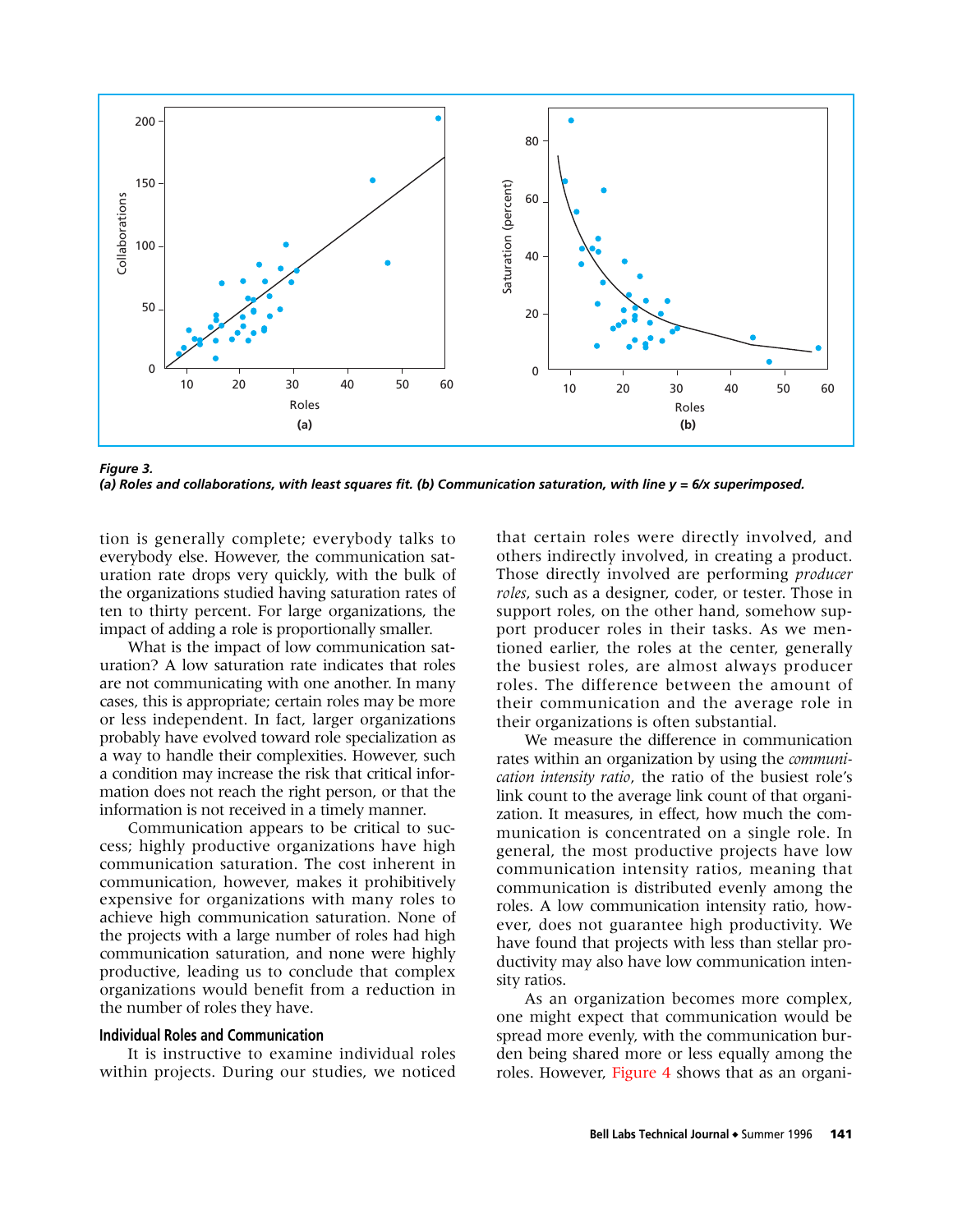*Figure 3.*
***(a) Roles and collaborations, with least squares fit. (b) Communication saturation, with line y = 6/x superimposed.***

tion is generally complete; everybody talks to everybody else. However, the communication saturation rate drops very quickly, with the bulk of the organizations studied having saturation rates of ten to thirty percent. For large organizations, the impact of adding a role is proportionally smaller.

What is the impact of low communication saturation? A low saturation rate indicates that roles are not communicating with one another. In many cases, this is appropriate; certain roles may be more or less independent. In fact, larger organizations probably have evolved toward role specialization as a way to handle their complexities. However, such a condition may increase the risk that critical information does not reach the right person, or that the information is not received in a timely manner.

Communication appears to be critical to success; highly productive organizations have high communication saturation. The cost inherent in communication, however, makes it prohibitively expensive for organizations with many roles to achieve high communication saturation. None of the projects with a large number of roles had high communication saturation, and none were highly productive, leading us to conclude that complex organizations would benefit from a reduction in the number of roles they have.

### Individual Roles and Communication

It is instructive to examine individual roles within projects. During our studies, we noticed that certain roles were directly involved, and others indirectly involved, in creating a product. Those directly involved are performing *producer roles*, such as a designer, coder, or tester. Those in support roles, on the other hand, somehow support producer roles in their tasks. As we mentioned earlier, the roles at the center, generally the busiest roles, are almost always producer roles. The difference between the amount of their communication and the average role in their organizations is often substantial.

We measure the difference in communication rates within an organization by using the *communication intensity ratio*, the ratio of the busiest role's link count to the average link count of that organization. It measures, in effect, how much the communication is concentrated on a single role. In general, the most productive projects have low communication intensity ratios, meaning that communication is distributed evenly among the roles. A low communication intensity ratio, however, does not guarantee high productivity. We have found that projects with less than stellar productivity may also have low communication intensity ratios.

As an organization becomes more complex, one might expect that communication would be spread more evenly, with the communication burden being shared more or less equally among the roles. However, Figure 4 shows that as an organi-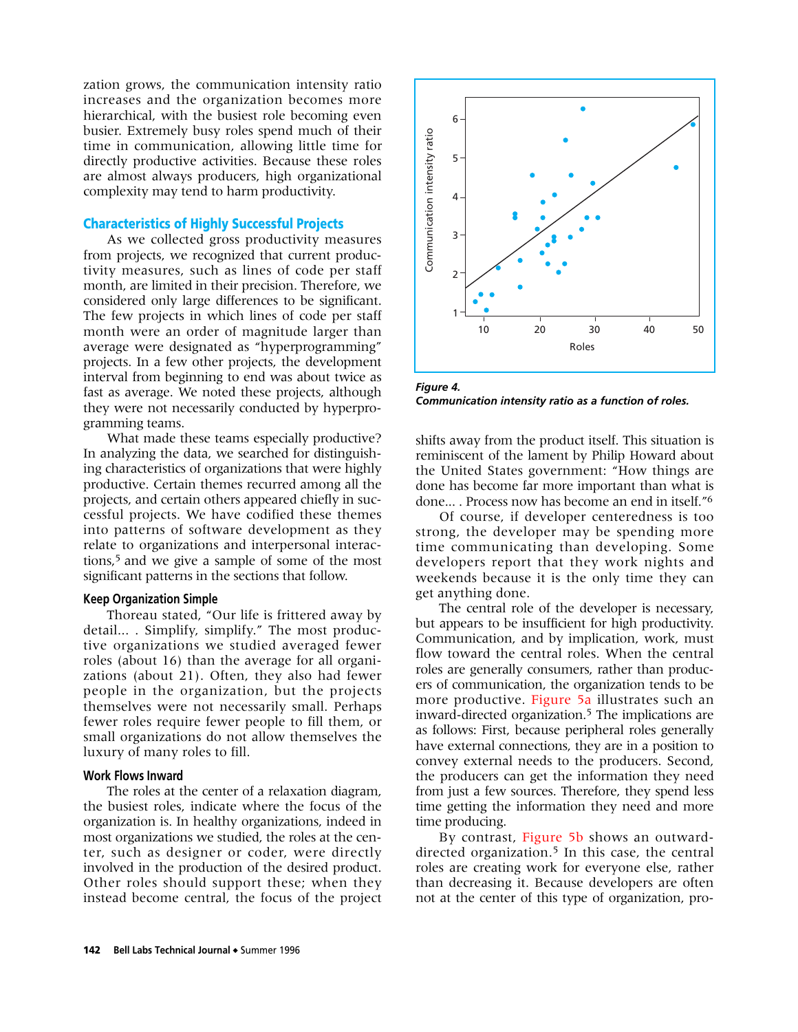zation grows, the communication intensity ratio increases and the organization becomes more hierarchical, with the busiest role becoming even busier. Extremely busy roles spend much of their time in communication, allowing little time for directly productive activities. Because these roles are almost always producers, high organizational complexity may tend to harm productivity.

## Characteristics of Highly Successful Projects

As we collected gross productivity measures from projects, we recognized that current productivity measures, such as lines of code per staff month, are limited in their precision. Therefore, we considered only large differences to be significant. The few projects in which lines of code per staff month were an order of magnitude larger than average were designated as "hyperprogramming" projects. In a few other projects, the development interval from beginning to end was about twice as fast as average. We noted these projects, although they were not necessarily conducted by hyperprogramming teams.

What made these teams especially productive? In analyzing the data, we searched for distinguishing characteristics of organizations that were highly productive. Certain themes recurred among all the projects, and certain others appeared chiefly in successful projects. We have codified these themes into patterns of software development as they relate to organizations and interpersonal interactions,[5] and we give a sample of some of the most significant patterns in the sections that follow.

### Keep Organization Simple

Thoreau stated, "Our life is frittered away by detail... . Simplify, simplify." The most productive organizations we studied averaged fewer roles (about 16) than the average for all organizations (about 21). Often, they also had fewer people in the organization, but the projects themselves were not necessarily small. Perhaps fewer roles require fewer people to fill them, or small organizations do not allow themselves the luxury of many roles to fill.

### Work Flows Inward

The roles at the center of a relaxation diagram, the busiest roles, indicate where the focus of the organization is. In healthy organizations, indeed in most organizations we studied, the roles at the center, such as designer or coder, were directly involved in the production of the desired product. Other roles should support these; when they instead become central, the focus of the project shifts away from the product itself. This situation is reminiscent of the lament by Philip Howard about the United States government: "How things are done has become far more important than what is done... . Process now has become an end in itself."[6]

*Figure 4.*
*Communication intensity ratio as a function of roles.*

Of course, if developer centeredness is too strong, the developer may be spending more time communicating than developing. Some developers report that they work nights and weekends because it is the only time they can get anything done.

The central role of the developer is necessary, but appears to be insufficient for high productivity. Communication, and by implication, work, must flow toward the central roles. When the central roles are generally consumers, rather than producers of communication, the organization tends to be more productive. Figure 5a illustrates such an inward-directed organization.[5] The implications are as follows: First, because peripheral roles generally have external connections, they are in a position to convey external needs to the producers. Second, the producers can get the information they need from just a few sources. Therefore, they spend less time getting the information they need and more time producing.

By contrast, Figure 5b shows an outward-directed organization.[5] In this case, the central roles are creating work for everyone else, rather than decreasing it. Because developers are often not at the center of this type of organization, pro-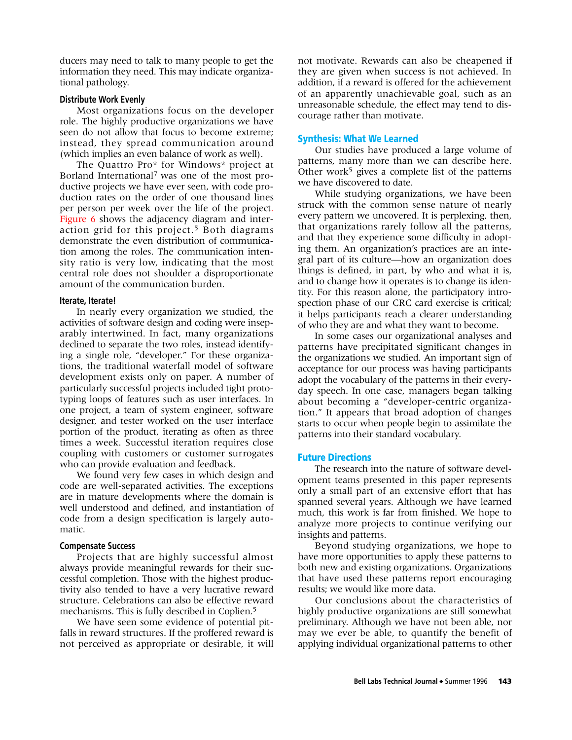ducers may need to talk to many people to get the information they need. This may indicate organizational pathology.

### Distribute Work Evenly

Most organizations focus on the developer role. The highly productive organizations we have seen do not allow that focus to become extreme; instead, they spread communication around (which implies an even balance of work as well).

The Quattro Pro* for Windows* project at Borland International[7] was one of the most productive projects we have ever seen, with code production rates on the order of one thousand lines per person per week over the life of the project. Figure 6 shows the adjacency diagram and interaction grid for this project.[5] Both diagrams demonstrate the even distribution of communication among the roles. The communication intensity ratio is very low, indicating that the most central role does not shoulder a disproportionate amount of the communication burden.

### Iterate, Iterate!

In nearly every organization we studied, the activities of software design and coding were inseparably intertwined. In fact, many organizations declined to separate the two roles, instead identifying a single role, "developer." For these organizations, the traditional waterfall model of software development exists only on paper. A number of particularly successful projects included tight prototyping loops of features such as user interfaces. In one project, a team of system engineer, software designer, and tester worked on the user interface portion of the product, iterating as often as three times a week. Successful iteration requires close coupling with customers or customer surrogates who can provide evaluation and feedback.

We found very few cases in which design and code are well-separated activities. The exceptions are in mature developments where the domain is well understood and defined, and instantiation of code from a design specification is largely automatic.

### Compensate Success

Projects that are highly successful almost always provide meaningful rewards for their successful completion. Those with the highest productivity also tended to have a very lucrative reward structure. Celebrations can also be effective reward mechanisms. This is fully described in Coplien.[5]

We have seen some evidence of potential pitfalls in reward structures. If the proffered reward is not perceived as appropriate or desirable, it will not motivate. Rewards can also be cheapened if they are given when success is not achieved. In addition, if a reward is offered for the achievement of an apparently unachievable goal, such as an unreasonable schedule, the effect may tend to discourage rather than motivate.

## Synthesis: What We Learned

Our studies have produced a large volume of patterns, many more than we can describe here. Other work[5] gives a complete list of the patterns we have discovered to date.

While studying organizations, we have been struck with the common sense nature of nearly every pattern we uncovered. It is perplexing, then, that organizations rarely follow all the patterns, and that they experience some difficulty in adopting them. An organization's practices are an integral part of its culture—how an organization does things is defined, in part, by who and what it is, and to change how it operates is to change its identity. For this reason alone, the participatory introspection phase of our CRC card exercise is critical; it helps participants reach a clearer understanding of who they are and what they want to become.

In some cases our organizational analyses and patterns have precipitated significant changes in the organizations we studied. An important sign of acceptance for our process was having participants adopt the vocabulary of the patterns in their everyday speech. In one case, managers began talking about becoming a "developer-centric organization." It appears that broad adoption of changes starts to occur when people begin to assimilate the patterns into their standard vocabulary.

## Future Directions

The research into the nature of software development teams presented in this paper represents only a small part of an extensive effort that has spanned several years. Although we have learned much, this work is far from finished. We hope to analyze more projects to continue verifying our insights and patterns.

Beyond studying organizations, we hope to have more opportunities to apply these patterns to both new and existing organizations. Organizations that have used these patterns report encouraging results; we would like more data.

Our conclusions about the characteristics of highly productive organizations are still somewhat preliminary. Although we have not been able, nor may we ever be able, to quantify the benefit of applying individual organizational patterns to other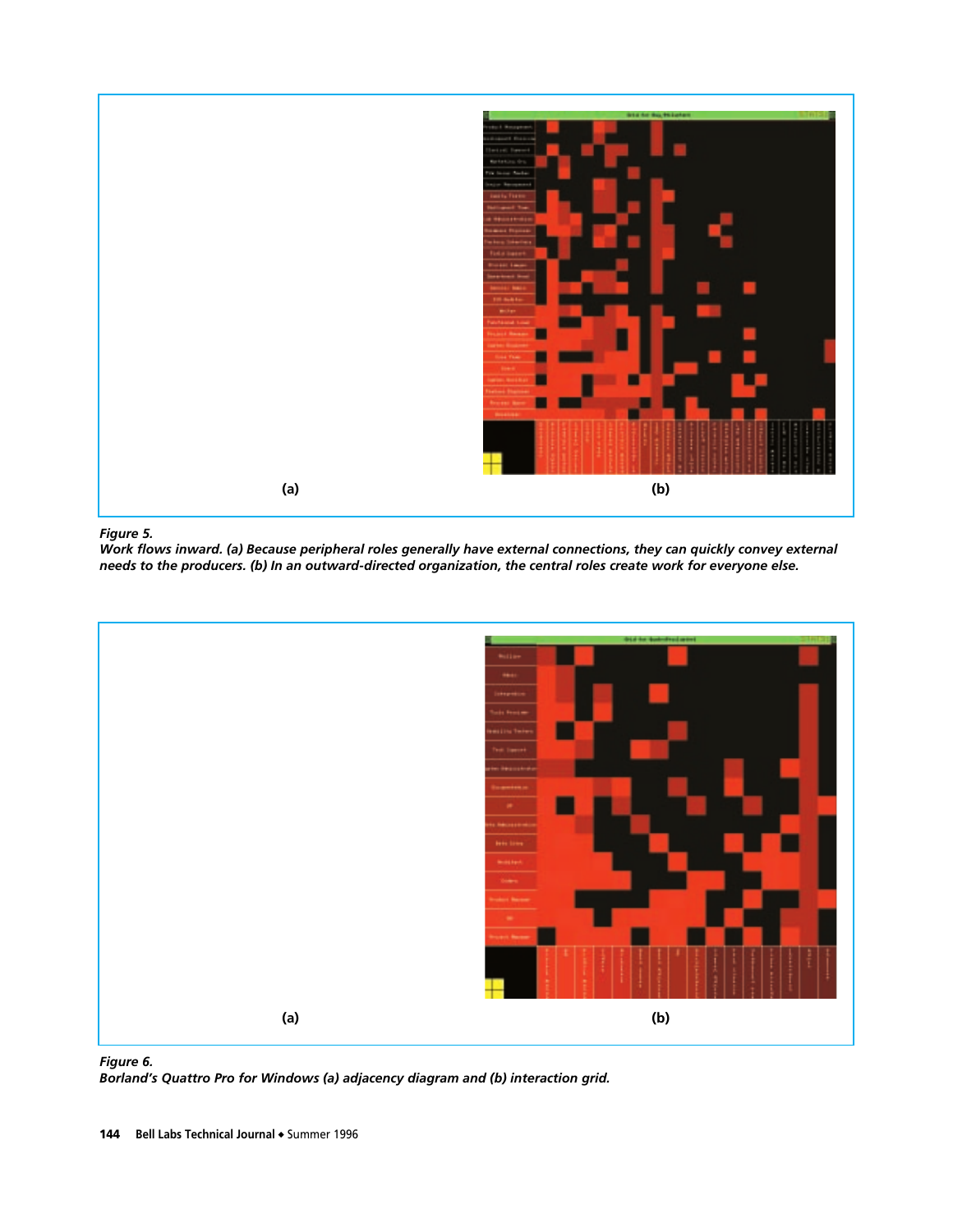(a)

(b)

*Figure 5.*
***Work flows inward. (a) Because peripheral roles generally have external connections, they can quickly convey external needs to the producers. (b) In an outward-directed organization, the central roles create work for everyone else.***

(a)

(b)

*Figure 6.*
***Borland's Quattro Pro for Windows (a) adjacency diagram and (b) interaction grid.***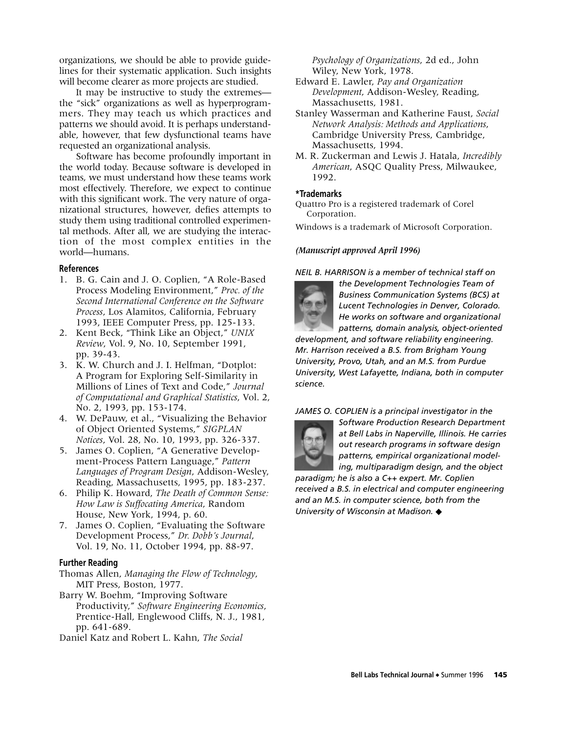organizations, we should be able to provide guidelines for their systematic application. Such insights will become clearer as more projects are studied.

It may be instructive to study the extremes—the "sick" organizations as well as hyperprogrammers. They may teach us which practices and patterns we should avoid. It is perhaps understandable, however, that few dysfunctional teams have requested an organizational analysis.

Software has become profoundly important in the world today. Because software is developed in teams, we must understand how these teams work most effectively. Therefore, we expect to continue with this significant work. The very nature of organizational structures, however, defies attempts to study them using traditional controlled experimental methods. After all, we are studying the interaction of the most complex entities in the world—humans.

### References

1. B. G. Cain and J. O. Coplien, "A Role-Based Process Modeling Environment," *Proc. of the Second International Conference on the Software Process*, Los Alamitos, California, February 1993, IEEE Computer Press, pp. 125-133.
2. Kent Beck, "Think Like an Object," *UNIX Review*, Vol. 9, No. 10, September 1991, pp. 39-43.
3. K. W. Church and J. I. Helfman, "Dotplot: A Program for Exploring Self-Similarity in Millions of Lines of Text and Code," *Journal of Computational and Graphical Statistics*, Vol. 2, No. 2, 1993, pp. 153-174.
4. W. DePauw, et al., "Visualizing the Behavior of Object Oriented Systems," *SIGPLAN Notices*, Vol. 28, No. 10, 1993, pp. 326-337.
5. James O. Coplien, "A Generative Development-Process Pattern Language," *Pattern Languages of Program Design*, Addison-Wesley, Reading, Massachusetts, 1995, pp. 183-237.
6. Philip K. Howard, *The Death of Common Sense: How Law is Suffocating America*, Random House, New York, 1994, p. 60.
7. James O. Coplien, "Evaluating the Software Development Process," *Dr. Dobb's Journal*, Vol. 19, No. 11, October 1994, pp. 88-97.

### Further Reading

Thomas Allen, *Managing the Flow of Technology*, MIT Press, Boston, 1977.

Barry W. Boehm, "Improving Software Productivity," *Software Engineering Economics*, Prentice-Hall, Englewood Cliffs, N. J., 1981, pp. 641-689.

Daniel Katz and Robert L. Kahn, *The Social Psychology of Organizations*, 2d ed., John Wiley, New York, 1978.

Edward E. Lawler, *Pay and Organization Development*, Addison-Wesley, Reading, Massachusetts, 1981.

Stanley Wasserman and Katherine Faust, *Social Network Analysis: Methods and Applications*, Cambridge University Press, Cambridge, Massachusetts, 1994.

M. R. Zuckerman and Lewis J. Hatala, *Incredibly American*, ASQC Quality Press, Milwaukee, 1992.

### *Trademarks

Quattro Pro is a registered trademark of Corel Corporation.

Windows is a trademark of Microsoft Corporation.

***(Manuscript approved April 1996)***

*NEIL B. HARRISON is a member of technical staff on the Development Technologies Team of Business Communication Systems (BCS) at Lucent Technologies in Denver, Colorado. He works on software and organizational patterns, domain analysis, object-oriented development, and software reliability engineering. Mr. Harrison received a B.S. from Brigham Young University, Provo, Utah, and an M.S. from Purdue University, West Lafayette, Indiana, both in computer science.*

*JAMES O. COPLIEN is a principal investigator in the Software Production Research Department at Bell Labs in Naperville, Illinois. He carries out research programs in software design patterns, empirical organizational modeling, multiparadigm design, and the object paradigm; he is also a C++ expert. Mr. Coplien received a B.S. in electrical and computer engineering and an M.S. in computer science, both from the University of Wisconsin at Madison.* ◆